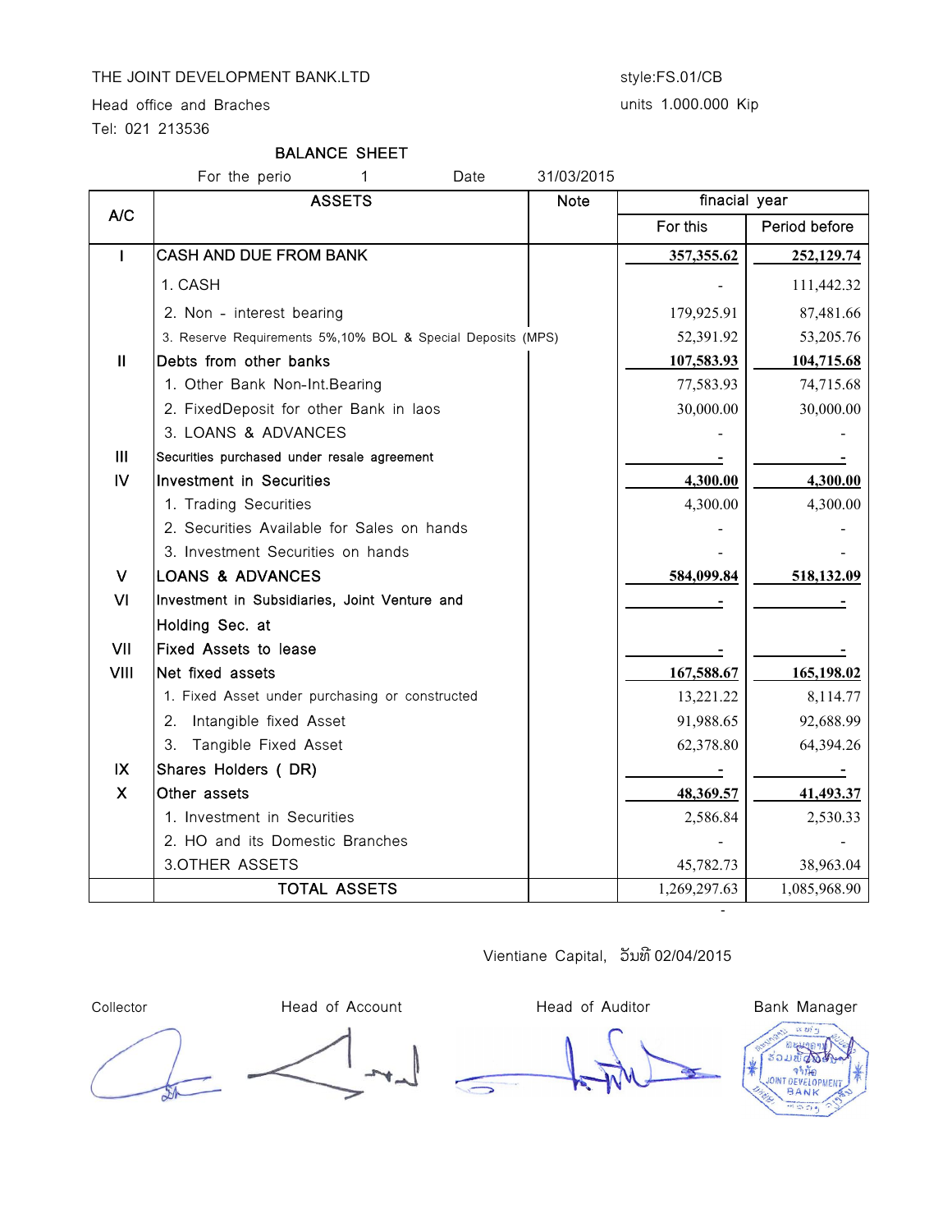THE JOINT DEVELOPMENT BANK.LTD

Head office and Braches

Tel: 021 213536

style:FS.01/CB

units 1.000.000 Kip

## BALANCE SHEET

For the perio 1 Date 31/03/2015

| A/C | ASSETS | Note | finacial year | |
|---|---|---|---|---|
| | | | For this | Period before |
| I | CASH AND DUE FROM BANK | | 357,355.62 | 252,129.74 |
| | 1. CASH | | - | 111,442.32 |
| | 2. Non - interest bearing | | 179,925.91 | 87,481.66 |
| | 3. Reserve Requirements 5%,10% BOL & Special Deposits (MPS) | | 52,391.92 | 53,205.76 |
| II | Debts from other banks | | 107,583.93 | 104,715.68 |
| | 1. Other Bank Non-Int.Bearing | | 77,583.93 | 74,715.68 |
| | 2. FixedDeposit for other Bank in laos | | 30,000.00 | 30,000.00 |
| | 3. LOANS & ADVANCES | | - | - |
| III | Securities purchased under resale agreement | | - | - |
| IV | Investment in Securities | | 4,300.00 | 4,300.00 |
| | 1. Trading Securities | | 4,300.00 | 4,300.00 |
| | 2. Securities Available for Sales on hands | | - | - |
| | 3. Investment Securities on hands | | - | - |
| V | LOANS & ADVANCES | | 584,099.84 | 518,132.09 |
| VI | Investment in Subsidiaries, Joint Venture and Holding Sec. at | | - | - |
| VII | Fixed Assets to lease | | - | - |
| VIII | Net fixed assets | | 167,588.67 | 165,198.02 |
| | 1. Fixed Asset under purchasing or constructed | | 13,221.22 | 8,114.77 |
| | 2. Intangible fixed Asset | | 91,988.65 | 92,688.99 |
| | 3. Tangible Fixed Asset | | 62,378.80 | 64,394.26 |
| IX | Shares Holders ( DR) | | - | - |
| X | Other assets | | 48,369.57 | 41,493.37 |
| | 1. Investment in Securities | | 2,586.84 | 2,530.33 |
| | 2. HO and its Domestic Branches | | - | - |
| | 3.OTHER ASSETS | | 45,782.73 | 38,963.04 |
| | TOTAL ASSETS | | 1,269,297.63 | 1,085,968.90 |

Vientiane Capital, ວັນທີ 02/04/2015

| Collector | Head of Account | Head of Auditor | Bank Manager |
|---|---|---|---|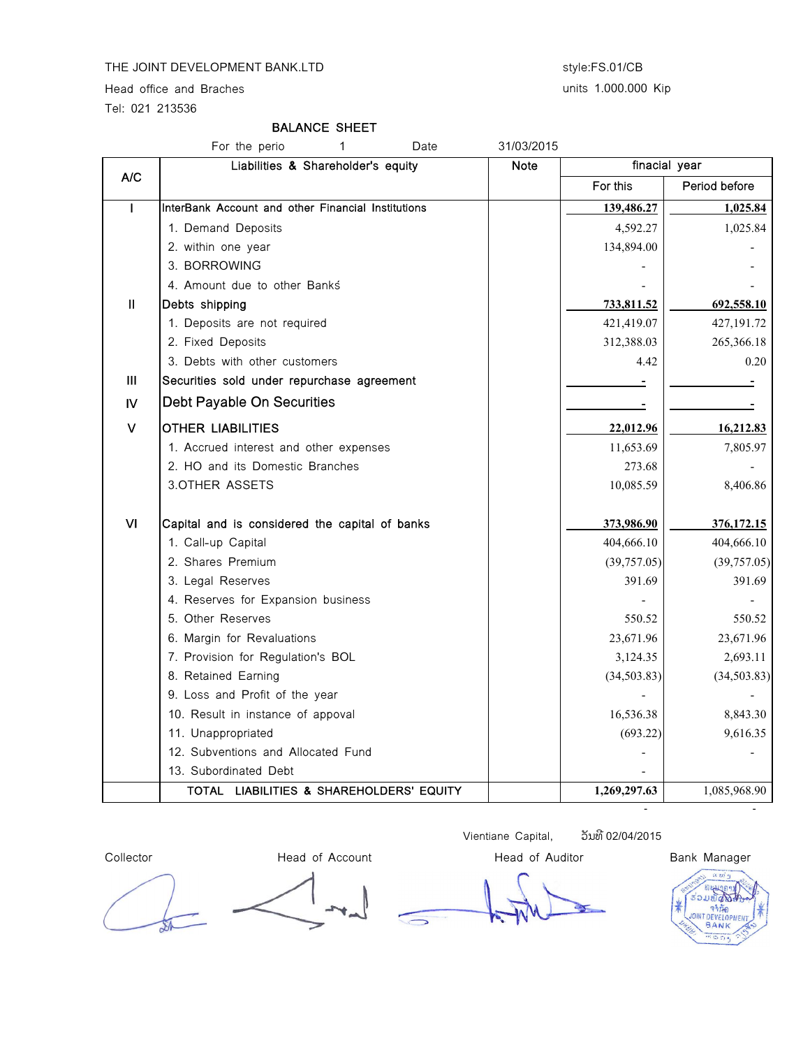THE JOINT DEVELOPMENT BANK.LTD

Head office and Braches

Tel: 021 213536

style:FS.01/CB

units 1.000.000 Kip

## BALANCE SHEET

For the perio 1 Date 31/03/2015

| A/C | Liabilities & Shareholder's equity | Note | finacial year | |
|---|---|---|---|---|
| | | | For this | Period before |
| I | InterBank Account and other Financial Institutions | | 139,486.27 | 1,025.84 |
| | 1. Demand Deposits | | 4,592.27 | 1,025.84 |
| | 2. within one year | | 134,894.00 | - |
| | 3. BORROWING | | - | - |
| | 4. Amount due to other Banks | | - | - |
| II | Debts shipping | | 733,811.52 | 692,558.10 |
| | 1. Deposits are not required | | 421,419.07 | 427,191.72 |
| | 2. Fixed Deposits | | 312,388.03 | 265,366.18 |
| | 3. Debts with other customers | | 4.42 | 0.20 |
| III | Securities sold under repurchase agreement | | - | - |
| IV | Debt Payable On Securities | | - | - |
| V | OTHER LIABILITIES | | 22,012.96 | 16,212.83 |
| | 1. Accrued interest and other expenses | | 11,653.69 | 7,805.97 |
| | 2. HO and its Domestic Branches | | 273.68 | - |
| | 3.OTHER ASSETS | | 10,085.59 | 8,406.86 |
| VI | Capital and is considered the capital of banks | | 373,986.90 | 376,172.15 |
| | 1. Call-up Capital | | 404,666.10 | 404,666.10 |
| | 2. Shares Premium | | (39,757.05) | (39,757.05) |
| | 3. Legal Reserves | | 391.69 | 391.69 |
| | 4. Reserves for Expansion business | | - | - |
| | 5. Other Reserves | | 550.52 | 550.52 |
| | 6. Margin for Revaluations | | 23,671.96 | 23,671.96 |
| | 7. Provision for Regulation's BOL | | 3,124.35 | 2,693.11 |
| | 8. Retained Earning | | (34,503.83) | (34,503.83) |
| | 9. Loss and Profit of the year | | - | - |
| | 10. Result in instance of appoval | | 16,536.38 | 8,843.30 |
| | 11. Unappropriated | | (693.22) | 9,616.35 |
| | 12. Subventions and Allocated Fund | | - | - |
| | 13. Subordinated Debt | | - | |
| | TOTAL LIABILITIES & SHAREHOLDERS' EQUITY | | 1,269,297.63 | 1,085,968.90 |

Vientiane Capital, ວັນທີ 02/04/2015

| Collector | Head of Account | Head of Auditor | Bank Manager |
|---|---|---|---|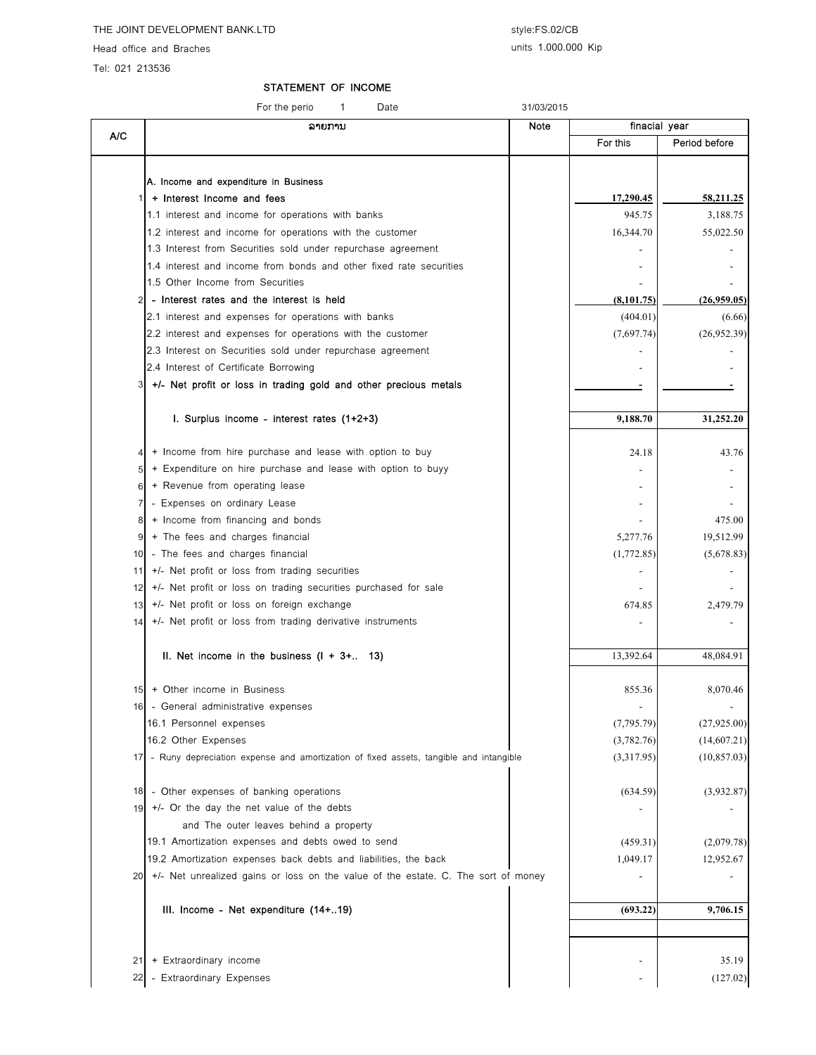THE JOINT DEVELOPMENT BANK.LTD

Head office and Braches

Tel: 021 213536

style:FS.02/CB

units 1.000.000 Kip

## STATEMENT OF INCOME

For the perio 1 Date 31/03/2015

| A/C | ລາຍການ | Note | finacial year | |
|---|---|---|---|---|
| | | | For this | Period before |
| | A. Income and expenditure in Business | | | |
| 1 | **+ Interest Income and fees** | | **17,290.45** | **58,211.25** |
| | 1.1 interest and income for operations with banks | | 945.75 | 3,188.75 |
| | 1.2 interest and income for operations with the customer | | 16,344.70 | 55,022.50 |
| | 1.3 Interest from Securities sold under repurchase agreement | | - | - |
| | 1.4 interest and income from bonds and other fixed rate securities | | - | - |
| | 1.5 Other Income from Securities | | - | - |
| 2 | **- Interest rates and the interest is held** | | **(8,101.75)** | **(26,959.05)** |
| | 2.1 interest and expenses for operations with banks | | (404.01) | (6.66) |
| | 2.2 interest and expenses for operations with the customer | | (7,697.74) | (26,952.39) |
| | 2.3 Interest on Securities sold under repurchase agreement | | - | - |
| | 2.4 Interest of Certificate Borrowing | | - | - |
| 3 | **+/- Net profit or loss in trading gold and other precious metals** | | **-** | **-** |
| | **I. Surplus income - interest rates (1+2+3)** | | **9,188.70** | **31,252.20** |
| 4 | + Income from hire purchase and lease with option to buy | | 24.18 | 43.76 |
| 5 | + Expenditure on hire purchase and lease with option to buyy | | - | - |
| 6 | + Revenue from operating lease | | - | - |
| 7 | - Expenses on ordinary Lease | | - | - |
| 8 | + Income from financing and bonds | | - | 475.00 |
| 9 | + The fees and charges financial | | 5,277.76 | 19,512.99 |
| 10 | - The fees and charges financial | | (1,772.85) | (5,678.83) |
| 11 | +/- Net profit or loss from trading securities | | - | - |
| 12 | +/- Net profit or loss on trading securities purchased for sale | | - | - |
| 13 | +/- Net profit or loss on foreign exchange | | 674.85 | 2,479.79 |
| 14 | +/- Net profit or loss from trading derivative instruments | | - | - |
| | **II. Net income in the business (I + 3+.. 13)** | | 13,392.64 | 48,084.91 |
| 15 | + Other income in Business | | 855.36 | 8,070.46 |
| 16 | - General administrative expenses | | - | - |
| | 16.1 Personnel expenses | | (7,795.79) | (27,925.00) |
| | 16.2 Other Expenses | | (3,782.76) | (14,607.21) |
| 17 | - Runy depreciation expense and amortization of fixed assets, tangible and intangible | | (3,317.95) | (10,857.03) |
| 18 | - Other expenses of banking operations | | (634.59) | (3,932.87) |
| 19 | +/- Or the day the net value of the debts and The outer leaves behind a property | | - | - |
| | 19.1 Amortization expenses and debts owed to send | | (459.31) | (2,079.78) |
| | 19.2 Amortization expenses back debts and liabilities, the back | | 1,049.17 | 12,952.67 |
| 20 | +/- Net unrealized gains or loss on the value of the estate. C. The sort of money | | - | - |
| | **III. Income - Net expenditure (14+..19)** | | **(693.22)** | **9,706.15** |
| 21 | + Extraordinary income | | - | 35.19 |
| 22 | - Extraordinary Expenses | | - | (127.02) |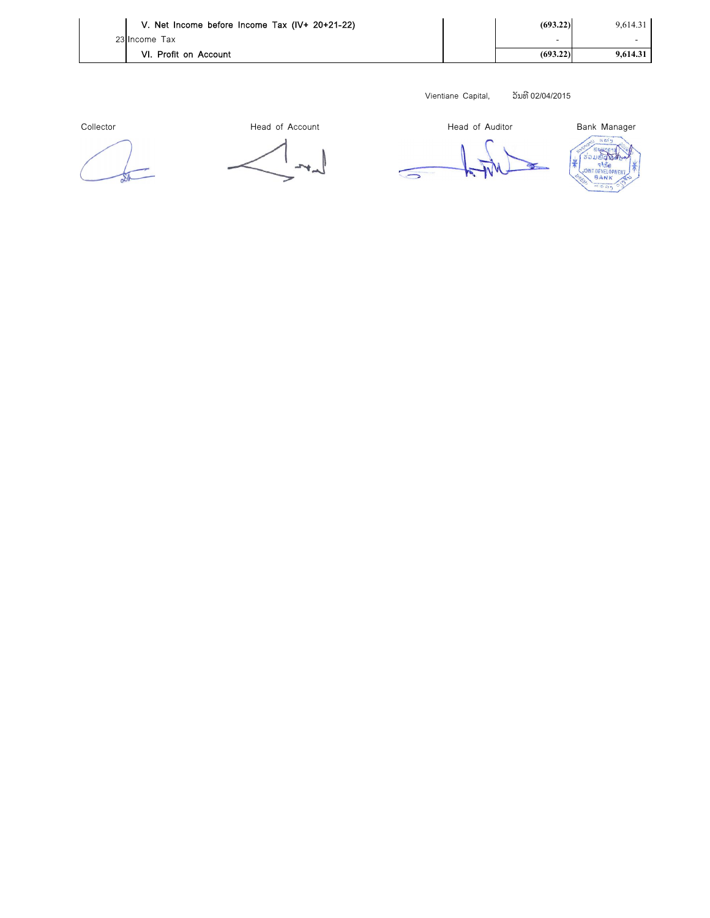| | | | | |
|---|---|---|---|---|
| | V. Net Income before Income Tax (IV+ 20+21-22) | | **(693.22)** | 9,614.31 |
| 23 | Income Tax | | - | - |
| | VI. Profit on Account | | **(693.22)** | **9,614.31** |

Vientiane Capital, ວັນທີ 02/04/2015

| Collector | Head of Account | Head of Auditor | Bank Manager |
|---|---|---|---|

JOINT DEVELOPMENT BANK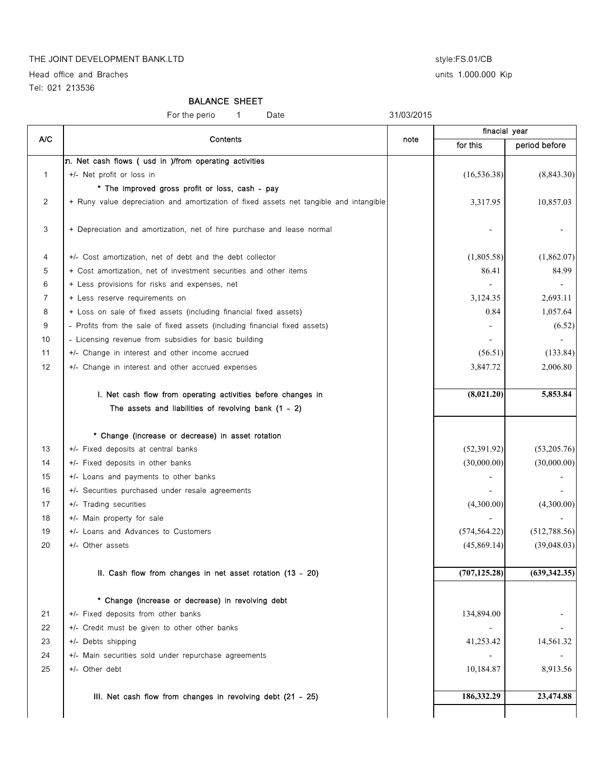THE JOINT DEVELOPMENT BANK.LTD

Head office and Braches

Tel: 021 213536

style:FS.01/CB

units 1.000.000 Kip

## BALANCE SHEET

For the perio 1 Date 31/03/2015

| A/C | Contents | note | finacial year | |
|---|---|---|---|---|
| | | | for this | period before |
| | ກ. Net cash flows ( usd in )/from operating activities | | | |
| 1 | +/- Net profit or loss in | | (16,536.38) | (8,843.30) |
| | * The improved gross profit or loss, cash - pay | | | |
| 2 | + Runy value depreciation and amortization of fixed assets net tangible and intangible | | 3,317.95 | 10,857.03 |
| 3 | + Depreciation and amortization, net of hire purchase and lease normal | | - | - |
| 4 | +/- Cost amortization, net of debt and the debt collector | | (1,805.58) | (1,862.07) |
| 5 | + Cost amortization, net of investment securities and other items | | 86.41 | 84.99 |
| 6 | + Less provisions for risks and expenses, net | | - | - |
| 7 | + Less reserve requirements on | | 3,124.35 | 2,693.11 |
| 8 | + Loss on sale of fixed assets (including financial fixed assets) | | 0.84 | 1,057.64 |
| 9 | - Profits from the sale of fixed assets (including financial fixed assets) | | - | (6.52) |
| 10 | - Licensing revenue from subsidies for basic building | | - | - |
| 11 | +/- Change in interest and other income accrued | | (56.51) | (133.84) |
| 12 | +/- Change in interest and other accrued expenses | | 3,847.72 | 2,006.80 |
| | **I. Net cash flow from operating activities before changes in The assets and liabilities of revolving bank (1 - 2)** | | **(8,021.20)** | **5,853.84** |
| | * Change (increase or decrease) in asset rotation | | | |
| 13 | +/- Fixed deposits at central banks | | (52,391.92) | (53,205.76) |
| 14 | +/- Fixed deposits in other banks | | (30,000.00) | (30,000.00) |
| 15 | +/- Loans and payments to other banks | | - | - |
| 16 | +/- Securities purchased under resale agreements | | - | - |
| 17 | +/- Trading securities | | (4,300.00) | (4,300.00) |
| 18 | +/- Main property for sale | | - | - |
| 19 | +/- Loans and Advances to Customers | | (574,564.22) | (512,788.56) |
| 20 | +/- Other assets | | (45,869.14) | (39,048.03) |
| | **II. Cash flow from changes in net asset rotation (13 - 20)** | | **(707,125.28)** | **(639,342.35)** |
| | * Change (increase or decrease) in revolving debt | | | |
| 21 | +/- Fixed deposits from other banks | | 134,894.00 | - |
| 22 | +/- Credit must be given to other other banks | | - | - |
| 23 | +/- Debts shipping | | 41,253.42 | 14,561.32 |
| 24 | +/- Main securities sold under repurchase agreements | | - | - |
| 25 | +/- Other debt | | 10,184.87 | 8,913.56 |
| | **III. Net cash flow from changes in revolving debt (21 - 25)** | | **186,332.29** | **23,474.88** |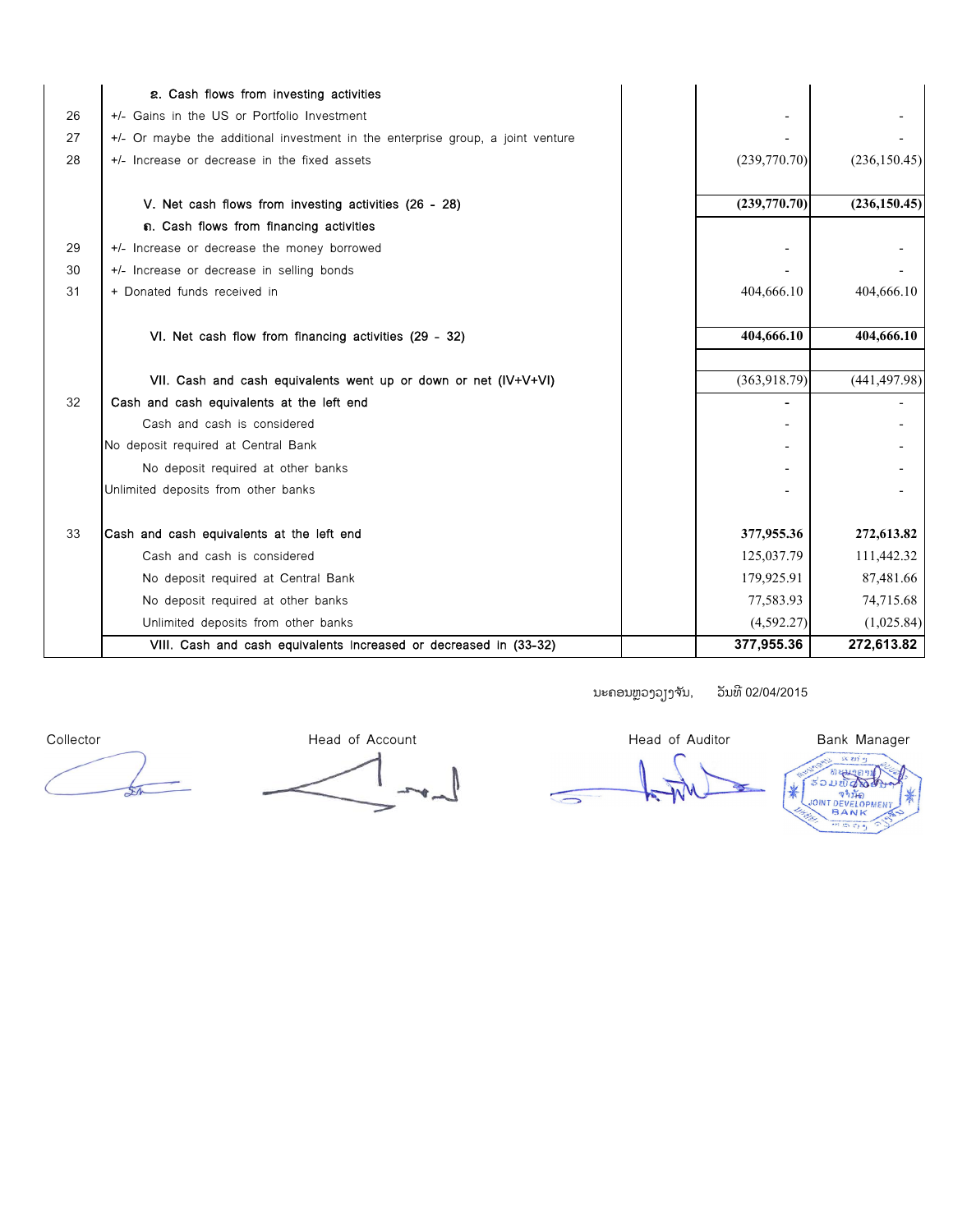| | | | | |
|---|---|---|---|---|
| | ຂ. Cash flows from investing activities | | | |
| 26 | +/- Gains in the US or Portfolio Investment | | - | - |
| 27 | +/- Or maybe the additional investment in the enterprise group, a joint venture | | - | - |
| 28 | +/- Increase or decrease in the fixed assets | | (239,770.70) | (236,150.45) |
| | **V. Net cash flows from investing activities (26 - 28)** | | **(239,770.70)** | **(236,150.45)** |
| | ຄ. Cash flows from financing activities | | | |
| 29 | +/- Increase or decrease the money borrowed | | - | - |
| 30 | +/- Increase or decrease in selling bonds | | - | - |
| 31 | + Donated funds received in | | 404,666.10 | 404,666.10 |
| | **VI. Net cash flow from financing activities (29 - 32)** | | **404,666.10** | **404,666.10** |
| | VII. Cash and cash equivalents went up or down or net (IV+V+VI) | | (363,918.79) | (441,497.98) |
| 32 | Cash and cash equivalents at the left end | | - | - |
| | Cash and cash is considered | | - | - |
| | No deposit required at Central Bank | | - | - |
| | No deposit required at other banks | | - | - |
| | Unlimited deposits from other banks | | - | - |
| 33 | Cash and cash equivalents at the left end | | **377,955.36** | **272,613.82** |
| | Cash and cash is considered | | 125,037.79 | 111,442.32 |
| | No deposit required at Central Bank | | 179,925.91 | 87,481.66 |
| | No deposit required at other banks | | 77,583.93 | 74,715.68 |
| | Unlimited deposits from other banks | | (4,592.27) | (1,025.84) |
| | VIII. Cash and cash equivalents increased or decreased in (33-32) | | **377,955.36** | **272,613.82** |

ນະຄອນຫຼວງວຽງຈັນ, ວັນທີ 02/04/2015

| Collector | Head of Account | Head of Auditor | Bank Manager |
|---|---|---|---|